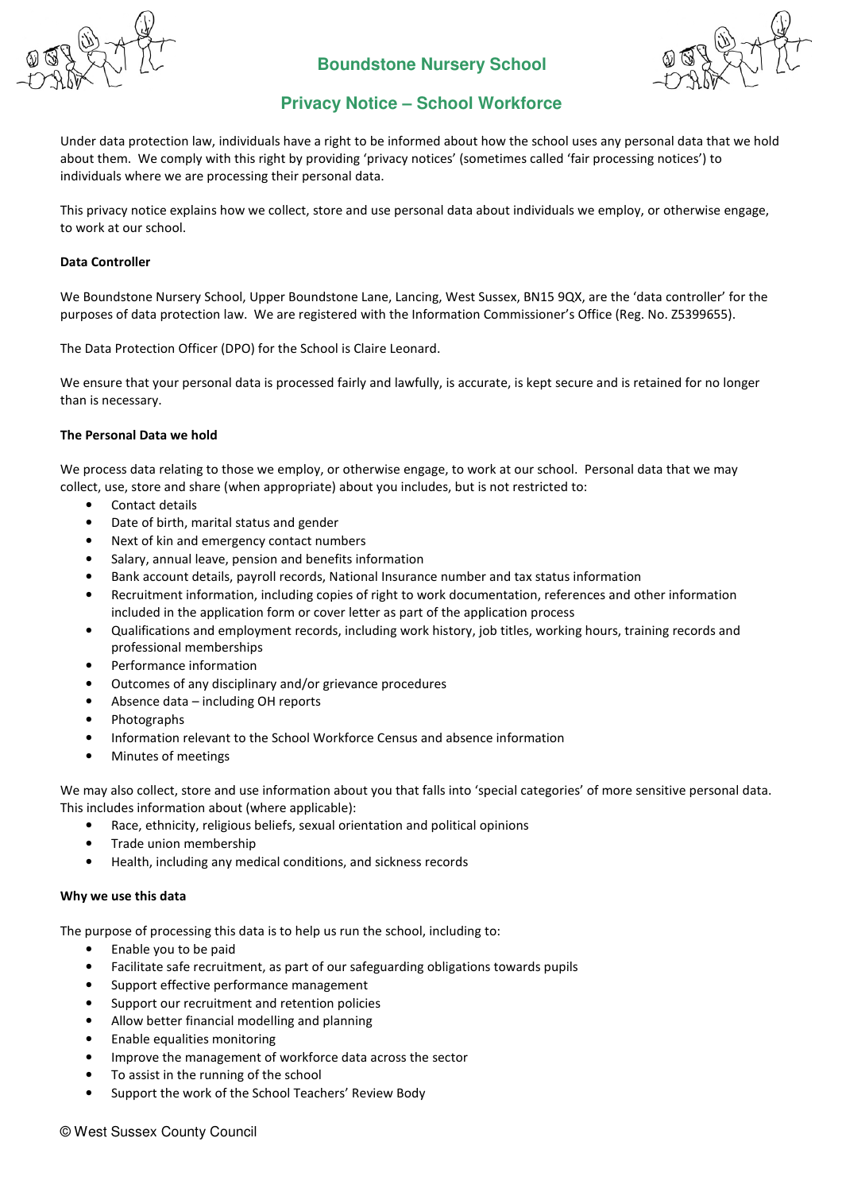# Boundstone Nursery School

## Privacy Notice – School Workforce

Under data protection law, individuals have a right to be informed about how the school uses any personal data that we hold about them. We comply with this right by providing 'privacy notices' (sometimes called 'fair processing notices') to individuals where we are processing their personal data.

This privacy notice explains how we collect, store and use personal data about individuals we employ, or otherwise engage, to work at our school.

**Data Controller**

We Boundstone Nursery School, Upper Boundstone Lane, Lancing, West Sussex, BN15 9QX, are the 'data controller' for the purposes of data protection law. We are registered with the Information Commissioner's Office (Reg. No. Z5399655).

The Data Protection Officer (DPO) for the School is Claire Leonard.

We ensure that your personal data is processed fairly and lawfully, is accurate, is kept secure and is retained for no longer than is necessary.

**The Personal Data we hold**

We process data relating to those we employ, or otherwise engage, to work at our school. Personal data that we may collect, use, store and share (when appropriate) about you includes, but is not restricted to:

- Contact details
- Date of birth, marital status and gender
- Next of kin and emergency contact numbers
- Salary, annual leave, pension and benefits information
- Bank account details, payroll records, National Insurance number and tax status information
- Recruitment information, including copies of right to work documentation, references and other information included in the application form or cover letter as part of the application process
- Qualifications and employment records, including work history, job titles, working hours, training records and professional memberships
- Performance information
- Outcomes of any disciplinary and/or grievance procedures
- Absence data – including OH reports
- Photographs
- Information relevant to the School Workforce Census and absence information
- Minutes of meetings

We may also collect, store and use information about you that falls into 'special categories' of more sensitive personal data. This includes information about (where applicable):

- Race, ethnicity, religious beliefs, sexual orientation and political opinions
- Trade union membership
- Health, including any medical conditions, and sickness records

**Why we use this data**

The purpose of processing this data is to help us run the school, including to:

- Enable you to be paid
- Facilitate safe recruitment, as part of our safeguarding obligations towards pupils
- Support effective performance management
- Support our recruitment and retention policies
- Allow better financial modelling and planning
- Enable equalities monitoring
- Improve the management of workforce data across the sector
- To assist in the running of the school
- Support the work of the School Teachers' Review Body

© West Sussex County Council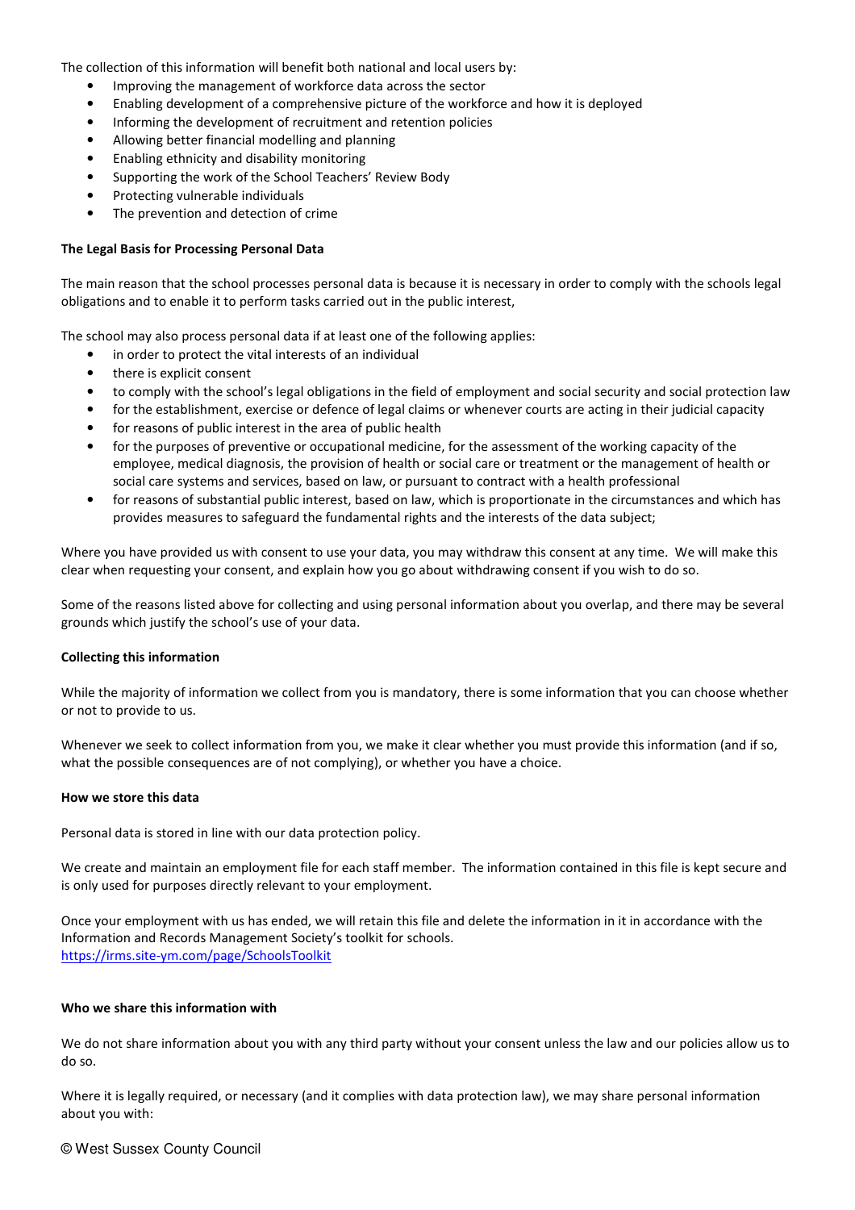The collection of this information will benefit both national and local users by:

- Improving the management of workforce data across the sector
- Enabling development of a comprehensive picture of the workforce and how it is deployed
- Informing the development of recruitment and retention policies
- Allowing better financial modelling and planning
- Enabling ethnicity and disability monitoring
- Supporting the work of the School Teachers' Review Body
- Protecting vulnerable individuals
- The prevention and detection of crime

**The Legal Basis for Processing Personal Data**

The main reason that the school processes personal data is because it is necessary in order to comply with the schools legal obligations and to enable it to perform tasks carried out in the public interest,

The school may also process personal data if at least one of the following applies:

- in order to protect the vital interests of an individual
- there is explicit consent
- to comply with the school's legal obligations in the field of employment and social security and social protection law
- for the establishment, exercise or defence of legal claims or whenever courts are acting in their judicial capacity
- for reasons of public interest in the area of public health
- for the purposes of preventive or occupational medicine, for the assessment of the working capacity of the employee, medical diagnosis, the provision of health or social care or treatment or the management of health or social care systems and services, based on law, or pursuant to contract with a health professional
- for reasons of substantial public interest, based on law, which is proportionate in the circumstances and which has provides measures to safeguard the fundamental rights and the interests of the data subject;

Where you have provided us with consent to use your data, you may withdraw this consent at any time. We will make this clear when requesting your consent, and explain how you go about withdrawing consent if you wish to do so.

Some of the reasons listed above for collecting and using personal information about you overlap, and there may be several grounds which justify the school's use of your data.

**Collecting this information**

While the majority of information we collect from you is mandatory, there is some information that you can choose whether or not to provide to us.

Whenever we seek to collect information from you, we make it clear whether you must provide this information (and if so, what the possible consequences are of not complying), or whether you have a choice.

**How we store this data**

Personal data is stored in line with our data protection policy.

We create and maintain an employment file for each staff member. The information contained in this file is kept secure and is only used for purposes directly relevant to your employment.

Once your employment with us has ended, we will retain this file and delete the information in it in accordance with the Information and Records Management Society's toolkit for schools.
https://irms.site-ym.com/page/SchoolsToolkit

**Who we share this information with**

We do not share information about you with any third party without your consent unless the law and our policies allow us to do so.

Where it is legally required, or necessary (and it complies with data protection law), we may share personal information about you with: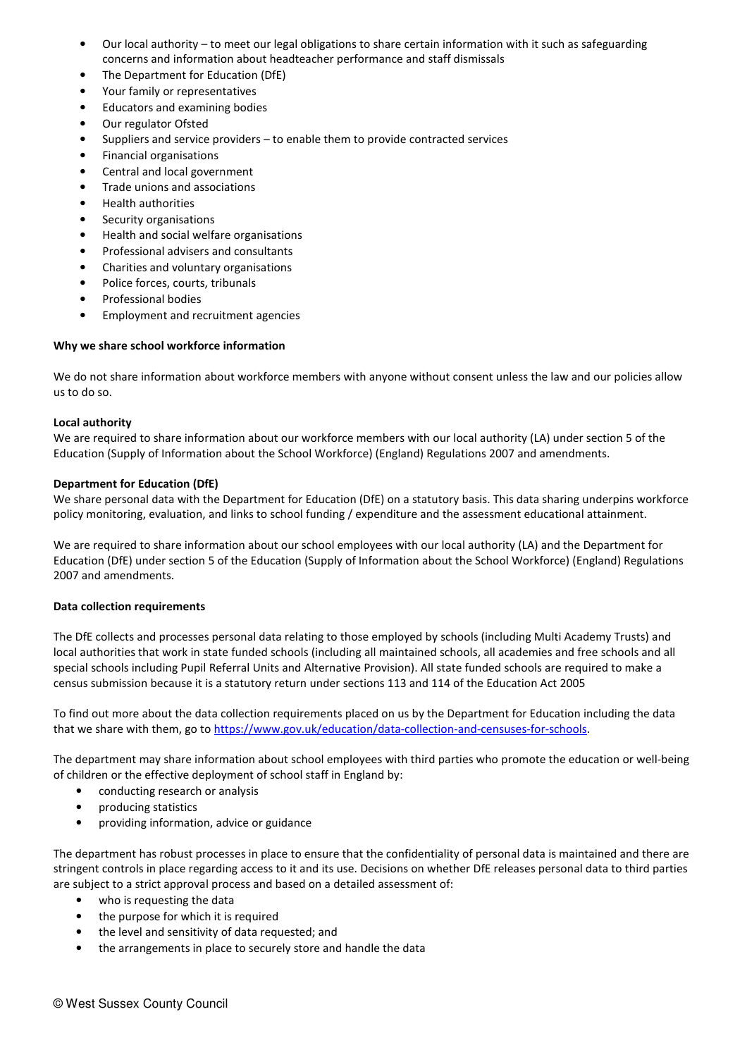- Our local authority – to meet our legal obligations to share certain information with it such as safeguarding concerns and information about headteacher performance and staff dismissals
- The Department for Education (DfE)
- Your family or representatives
- Educators and examining bodies
- Our regulator Ofsted
- Suppliers and service providers – to enable them to provide contracted services
- Financial organisations
- Central and local government
- Trade unions and associations
- Health authorities
- Security organisations
- Health and social welfare organisations
- Professional advisers and consultants
- Charities and voluntary organisations
- Police forces, courts, tribunals
- Professional bodies
- Employment and recruitment agencies

**Why we share school workforce information**

We do not share information about workforce members with anyone without consent unless the law and our policies allow us to do so.

**Local authority**

We are required to share information about our workforce members with our local authority (LA) under section 5 of the Education (Supply of Information about the School Workforce) (England) Regulations 2007 and amendments.

**Department for Education (DfE)**

We share personal data with the Department for Education (DfE) on a statutory basis. This data sharing underpins workforce policy monitoring, evaluation, and links to school funding / expenditure and the assessment educational attainment.

We are required to share information about our school employees with our local authority (LA) and the Department for Education (DfE) under section 5 of the Education (Supply of Information about the School Workforce) (England) Regulations 2007 and amendments.

**Data collection requirements**

The DfE collects and processes personal data relating to those employed by schools (including Multi Academy Trusts) and local authorities that work in state funded schools (including all maintained schools, all academies and free schools and all special schools including Pupil Referral Units and Alternative Provision). All state funded schools are required to make a census submission because it is a statutory return under sections 113 and 114 of the Education Act 2005

To find out more about the data collection requirements placed on us by the Department for Education including the data that we share with them, go to https://www.gov.uk/education/data-collection-and-censuses-for-schools.

The department may share information about school employees with third parties who promote the education or well-being of children or the effective deployment of school staff in England by:

- conducting research or analysis
- producing statistics
- providing information, advice or guidance

The department has robust processes in place to ensure that the confidentiality of personal data is maintained and there are stringent controls in place regarding access to it and its use. Decisions on whether DfE releases personal data to third parties are subject to a strict approval process and based on a detailed assessment of:

- who is requesting the data
- the purpose for which it is required
- the level and sensitivity of data requested; and
- the arrangements in place to securely store and handle the data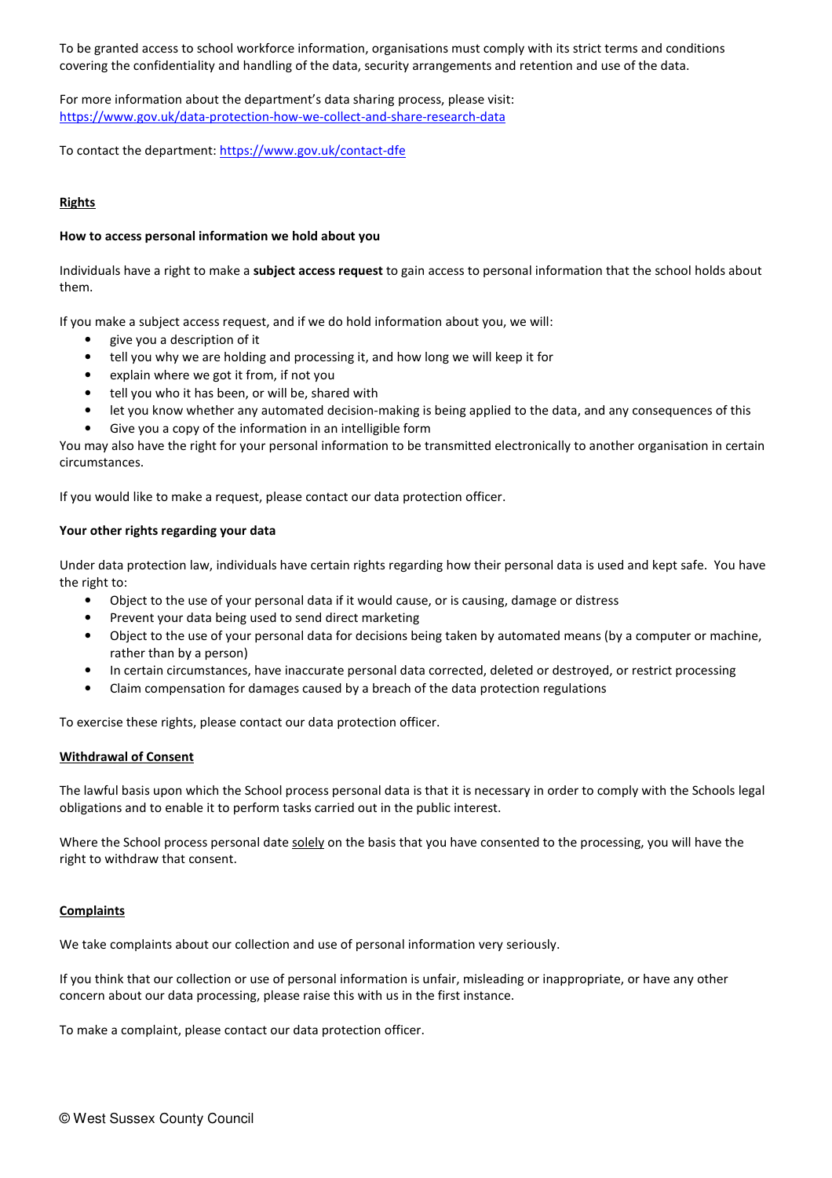To be granted access to school workforce information, organisations must comply with its strict terms and conditions covering the confidentiality and handling of the data, security arrangements and retention and use of the data.

For more information about the department's data sharing process, please visit: https://www.gov.uk/data-protection-how-we-collect-and-share-research-data

To contact the department: https://www.gov.uk/contact-dfe

## Rights

### How to access personal information we hold about you

Individuals have a right to make a **subject access request** to gain access to personal information that the school holds about them.

If you make a subject access request, and if we do hold information about you, we will:

- give you a description of it
- tell you why we are holding and processing it, and how long we will keep it for
- explain where we got it from, if not you
- tell you who it has been, or will be, shared with
- let you know whether any automated decision-making is being applied to the data, and any consequences of this
- Give you a copy of the information in an intelligible form

You may also have the right for your personal information to be transmitted electronically to another organisation in certain circumstances.

If you would like to make a request, please contact our data protection officer.

### Your other rights regarding your data

Under data protection law, individuals have certain rights regarding how their personal data is used and kept safe. You have the right to:

- Object to the use of your personal data if it would cause, or is causing, damage or distress
- Prevent your data being used to send direct marketing
- Object to the use of your personal data for decisions being taken by automated means (by a computer or machine, rather than by a person)
- In certain circumstances, have inaccurate personal data corrected, deleted or destroyed, or restrict processing
- Claim compensation for damages caused by a breach of the data protection regulations

To exercise these rights, please contact our data protection officer.

## Withdrawal of Consent

The lawful basis upon which the School process personal data is that it is necessary in order to comply with the Schools legal obligations and to enable it to perform tasks carried out in the public interest.

Where the School process personal date solely on the basis that you have consented to the processing, you will have the right to withdraw that consent.

## Complaints

We take complaints about our collection and use of personal information very seriously.

If you think that our collection or use of personal information is unfair, misleading or inappropriate, or have any other concern about our data processing, please raise this with us in the first instance.

To make a complaint, please contact our data protection officer.

© West Sussex County Council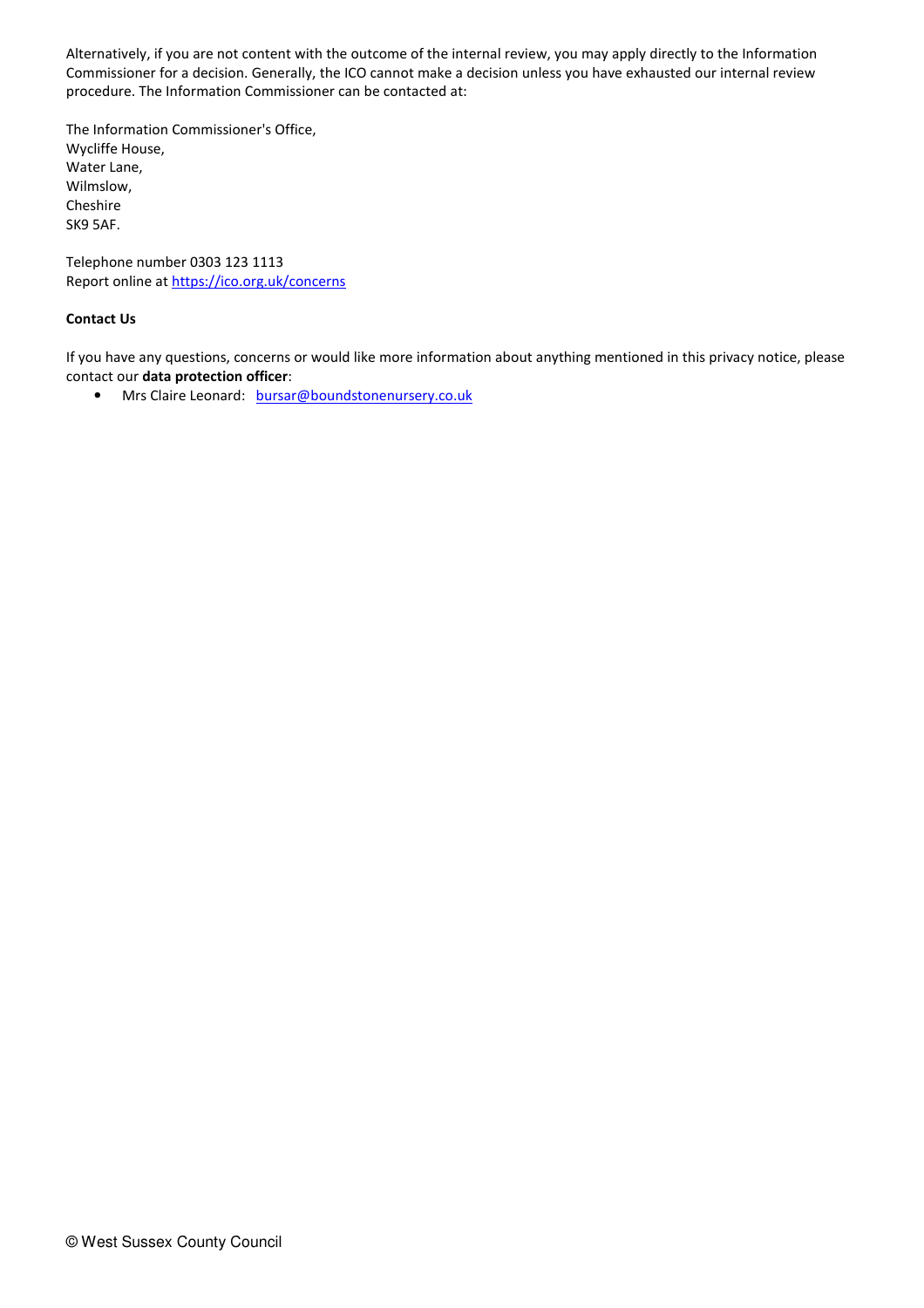Alternatively, if you are not content with the outcome of the internal review, you may apply directly to the Information Commissioner for a decision. Generally, the ICO cannot make a decision unless you have exhausted our internal review procedure. The Information Commissioner can be contacted at:

The Information Commissioner's Office,
Wycliffe House,
Water Lane,
Wilmslow,
Cheshire
SK9 5AF.

Telephone number 0303 123 1113
Report online at https://ico.org.uk/concerns

**Contact Us**

If you have any questions, concerns or would like more information about anything mentioned in this privacy notice, please contact our **data protection officer**:

- Mrs Claire Leonard: bursar@boundstonenursery.co.uk

© West Sussex County Council